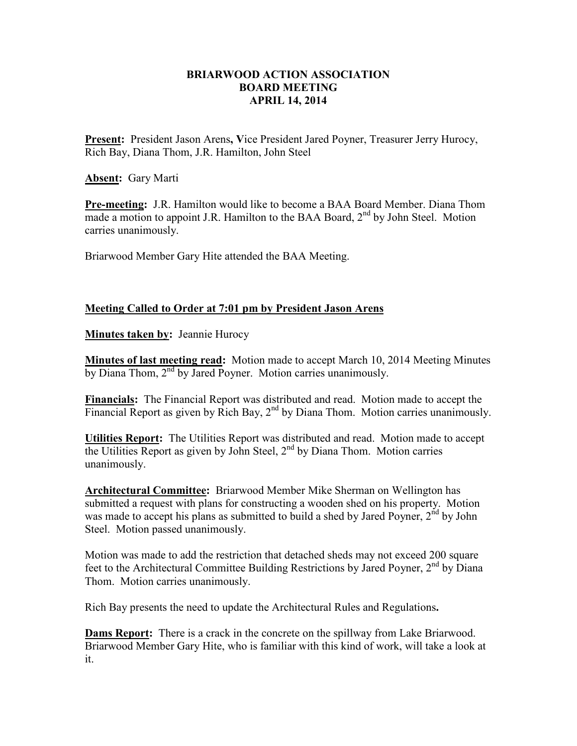# BRIARWOOD ACTION ASSOCIATION
## BOARD MEETING
## APRIL 14, 2014

**Present:** President Jason Arens**, V**ice President Jared Poyner, Treasurer Jerry Hurocy, Rich Bay, Diana Thom, J.R. Hamilton, John Steel

**Absent:** Gary Marti

**Pre-meeting:** J.R. Hamilton would like to become a BAA Board Member. Diana Thom made a motion to appoint J.R. Hamilton to the BAA Board, 2nd by John Steel. Motion carries unanimously.

Briarwood Member Gary Hite attended the BAA Meeting.

**Meeting Called to Order at 7:01 pm by President Jason Arens**

**Minutes taken by:** Jeannie Hurocy

**Minutes of last meeting read:** Motion made to accept March 10, 2014 Meeting Minutes by Diana Thom, 2nd by Jared Poyner. Motion carries unanimously.

**Financials:** The Financial Report was distributed and read. Motion made to accept the Financial Report as given by Rich Bay, 2nd by Diana Thom. Motion carries unanimously.

**Utilities Report:** The Utilities Report was distributed and read. Motion made to accept the Utilities Report as given by John Steel, 2nd by Diana Thom. Motion carries unanimously.

**Architectural Committee:** Briarwood Member Mike Sherman on Wellington has submitted a request with plans for constructing a wooden shed on his property. Motion was made to accept his plans as submitted to build a shed by Jared Poyner, 2nd by John Steel. Motion passed unanimously.

Motion was made to add the restriction that detached sheds may not exceed 200 square feet to the Architectural Committee Building Restrictions by Jared Poyner, 2nd by Diana Thom. Motion carries unanimously.

Rich Bay presents the need to update the Architectural Rules and Regulations**.**

**Dams Report:** There is a crack in the concrete on the spillway from Lake Briarwood. Briarwood Member Gary Hite, who is familiar with this kind of work, will take a look at it.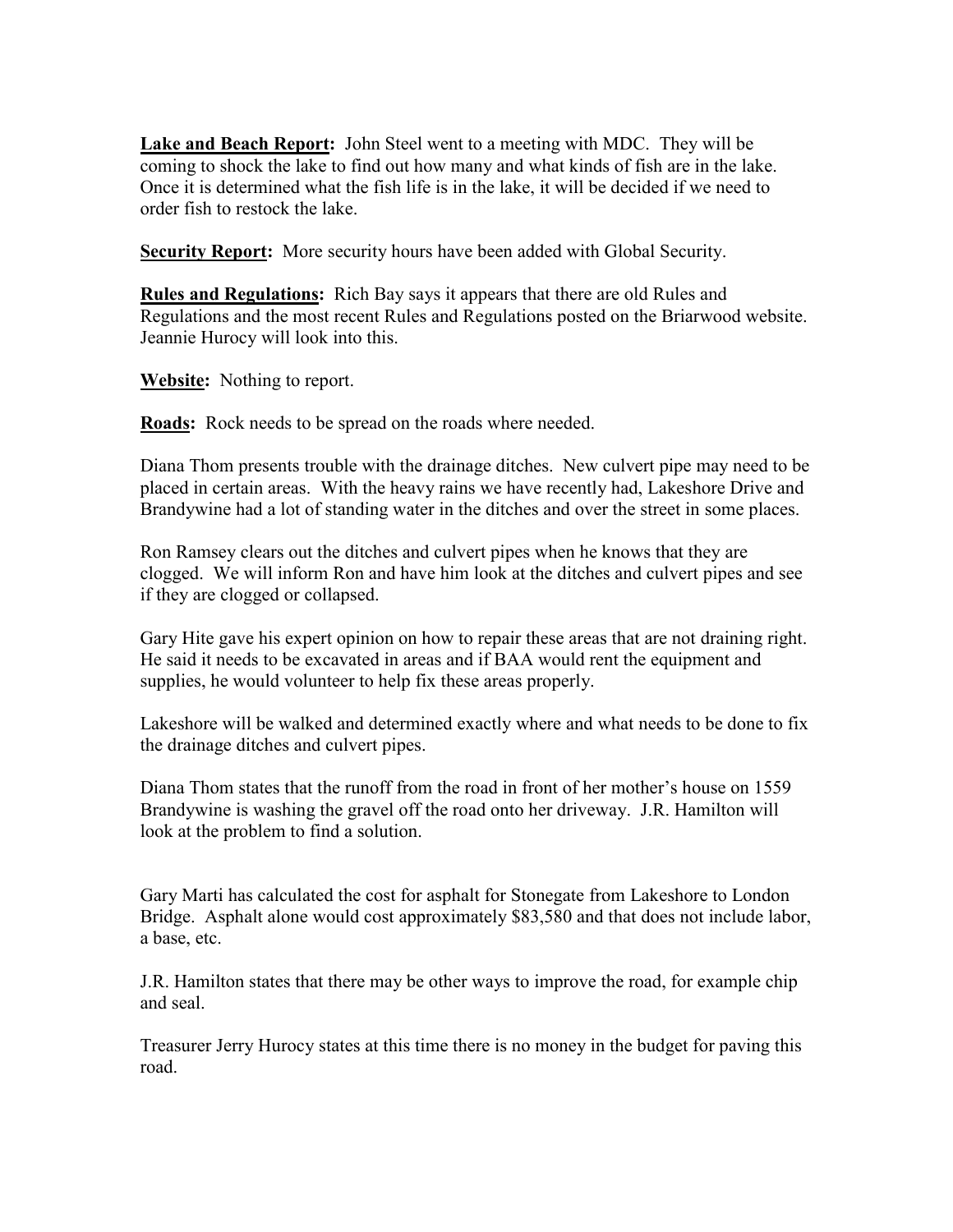**Lake and Beach Report:** John Steel went to a meeting with MDC. They will be coming to shock the lake to find out how many and what kinds of fish are in the lake. Once it is determined what the fish life is in the lake, it will be decided if we need to order fish to restock the lake.

**Security Report:** More security hours have been added with Global Security.

**Rules and Regulations:** Rich Bay says it appears that there are old Rules and Regulations and the most recent Rules and Regulations posted on the Briarwood website. Jeannie Hurocy will look into this.

**Website:** Nothing to report.

**Roads:** Rock needs to be spread on the roads where needed.

Diana Thom presents trouble with the drainage ditches. New culvert pipe may need to be placed in certain areas. With the heavy rains we have recently had, Lakeshore Drive and Brandywine had a lot of standing water in the ditches and over the street in some places.

Ron Ramsey clears out the ditches and culvert pipes when he knows that they are clogged. We will inform Ron and have him look at the ditches and culvert pipes and see if they are clogged or collapsed.

Gary Hite gave his expert opinion on how to repair these areas that are not draining right. He said it needs to be excavated in areas and if BAA would rent the equipment and supplies, he would volunteer to help fix these areas properly.

Lakeshore will be walked and determined exactly where and what needs to be done to fix the drainage ditches and culvert pipes.

Diana Thom states that the runoff from the road in front of her mother's house on 1559 Brandywine is washing the gravel off the road onto her driveway. J.R. Hamilton will look at the problem to find a solution.

Gary Marti has calculated the cost for asphalt for Stonegate from Lakeshore to London Bridge. Asphalt alone would cost approximately $83,580 and that does not include labor, a base, etc.

J.R. Hamilton states that there may be other ways to improve the road, for example chip and seal.

Treasurer Jerry Hurocy states at this time there is no money in the budget for paving this road.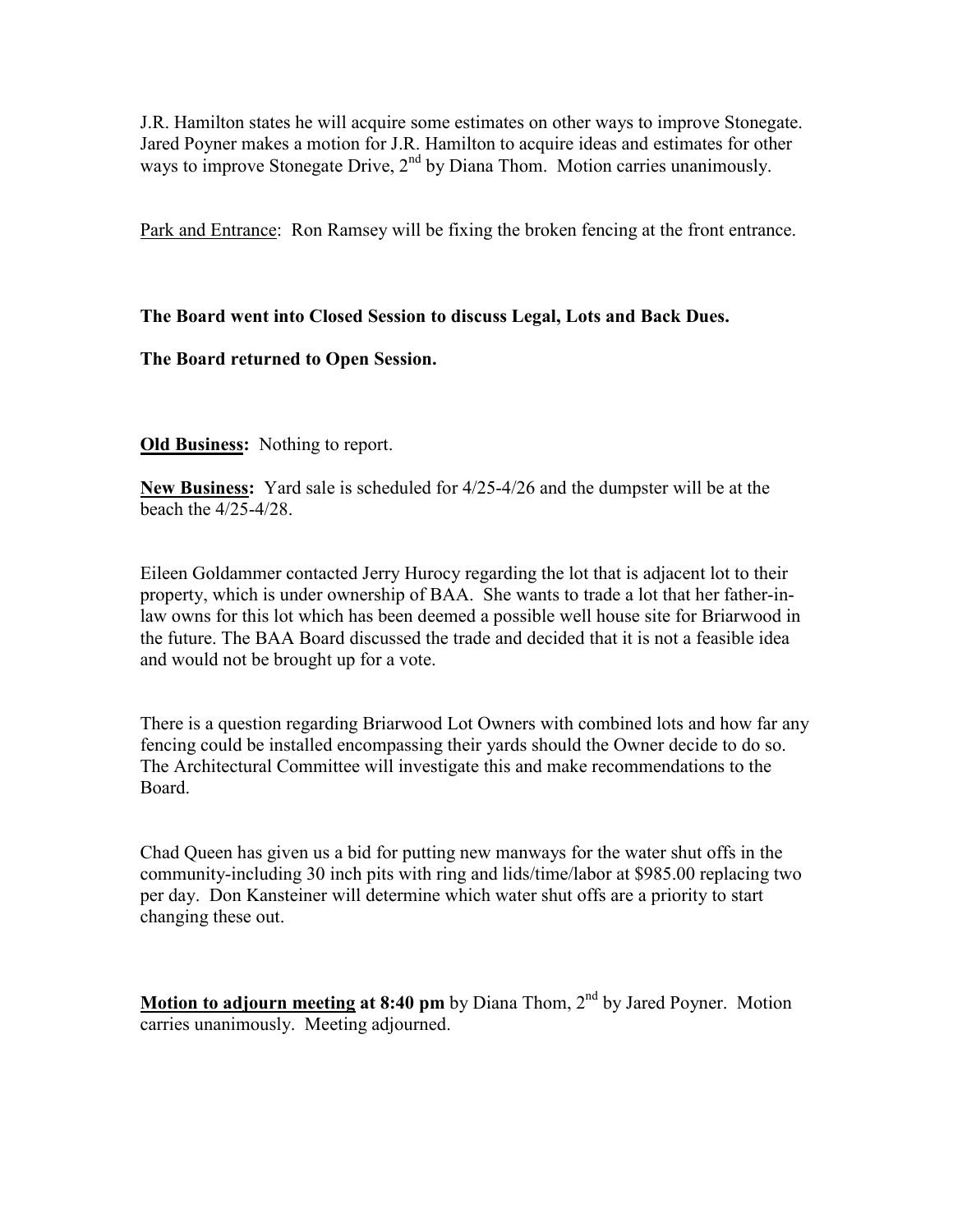J.R. Hamilton states he will acquire some estimates on other ways to improve Stonegate. Jared Poyner makes a motion for J.R. Hamilton to acquire ideas and estimates for other ways to improve Stonegate Drive, 2nd by Diana Thom. Motion carries unanimously.

Park and Entrance: Ron Ramsey will be fixing the broken fencing at the front entrance.

**The Board went into Closed Session to discuss Legal, Lots and Back Dues.**

**The Board returned to Open Session.**

**Old Business:** Nothing to report.

**New Business:** Yard sale is scheduled for 4/25-4/26 and the dumpster will be at the beach the 4/25-4/28.

Eileen Goldammer contacted Jerry Hurocy regarding the lot that is adjacent lot to their property, which is under ownership of BAA. She wants to trade a lot that her father-in-law owns for this lot which has been deemed a possible well house site for Briarwood in the future. The BAA Board discussed the trade and decided that it is not a feasible idea and would not be brought up for a vote.

There is a question regarding Briarwood Lot Owners with combined lots and how far any fencing could be installed encompassing their yards should the Owner decide to do so. The Architectural Committee will investigate this and make recommendations to the Board.

Chad Queen has given us a bid for putting new manways for the water shut offs in the community-including 30 inch pits with ring and lids/time/labor at $985.00 replacing two per day. Don Kansteiner will determine which water shut offs are a priority to start changing these out.

**Motion to adjourn meeting at 8:40 pm** by Diana Thom, 2nd by Jared Poyner. Motion carries unanimously. Meeting adjourned.